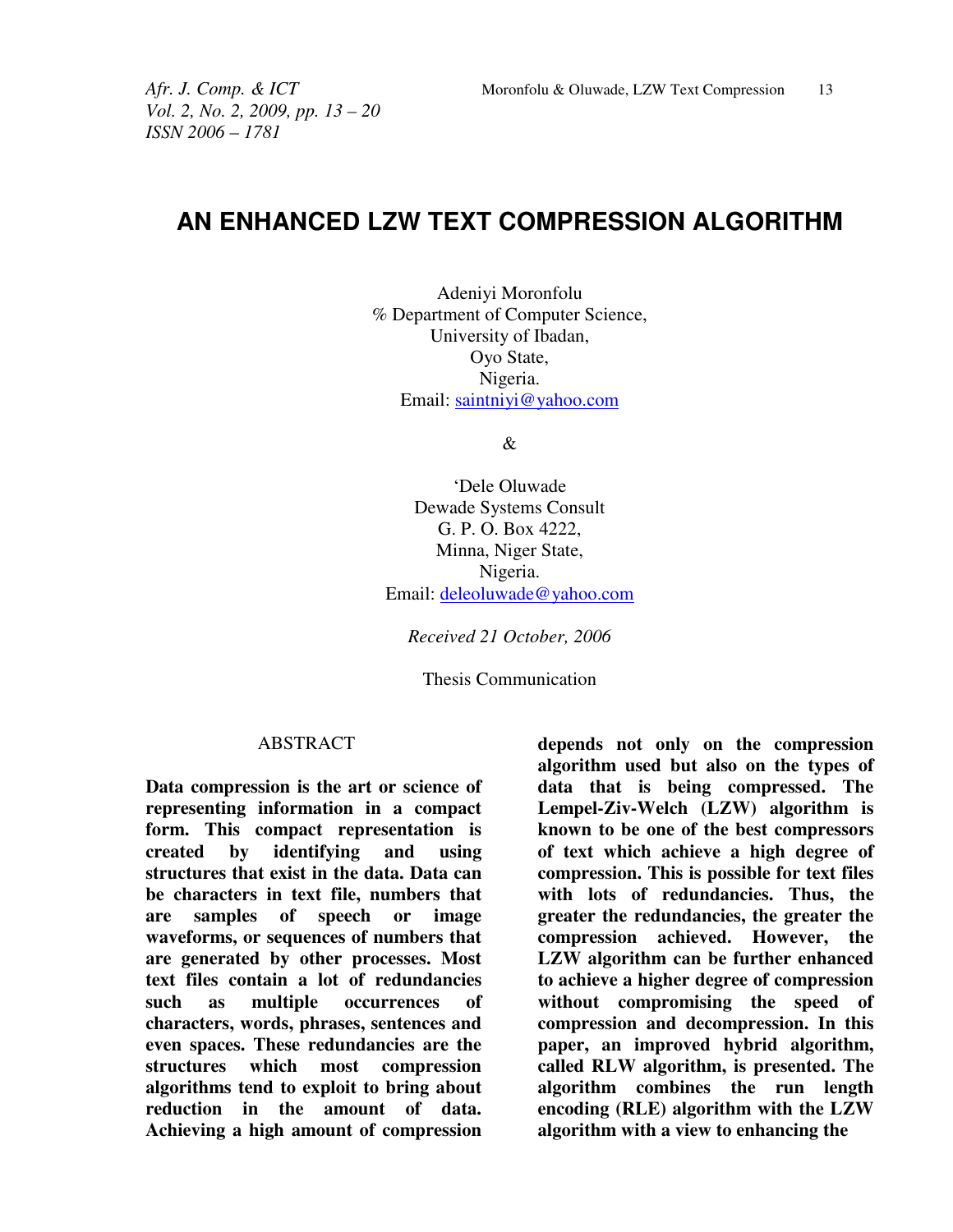# AN ENHANCED LZW TEXT COMPRESSION ALGORITHM

Adeniyi Moronfolu
% Department of Computer Science,
University of Ibadan,
Oyo State,
Nigeria.
Email: saintniyi@yahoo.com

&

'Dele Oluwade
Dewade Systems Consult
G. P. O. Box 4222,
Minna, Niger State,
Nigeria.
Email: deleoluwade@yahoo.com

*Received 21 October, 2006*

Thesis Communication

## ABSTRACT

**Data compression is the art or science of representing information in a compact form. This compact representation is created by identifying and using structures that exist in the data. Data can be characters in text file, numbers that are samples of speech or image waveforms, or sequences of numbers that are generated by other processes. Most text files contain a lot of redundancies such as multiple occurrences of characters, words, phrases, sentences and even spaces. These redundancies are the structures which most compression algorithms tend to exploit to bring about reduction in the amount of data. Achieving a high amount of compression depends not only on the compression algorithm used but also on the types of data that is being compressed. The Lempel-Ziv-Welch (LZW) algorithm is known to be one of the best compressors of text which achieve a high degree of compression. This is possible for text files with lots of redundancies. Thus, the greater the redundancies, the greater the compression achieved. However, the LZW algorithm can be further enhanced to achieve a higher degree of compression without compromising the speed of compression and decompression. In this paper, an improved hybrid algorithm, called RLW algorithm, is presented. The algorithm combines the run length encoding (RLE) algorithm with the LZW algorithm with a view to enhancing the**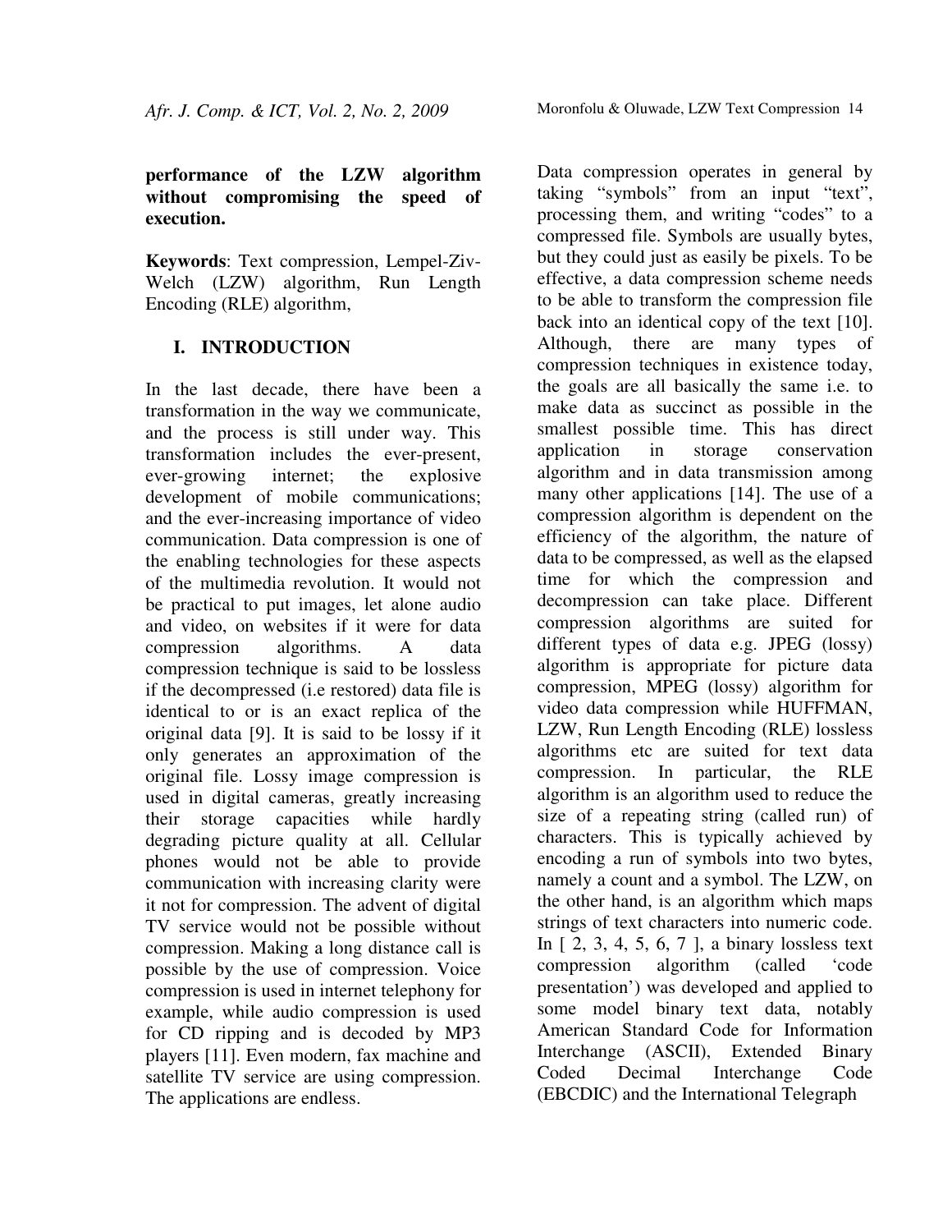**performance of the LZW algorithm without compromising the speed of execution.**

**Keywords**: Text compression, Lempel-Ziv-Welch (LZW) algorithm, Run Length Encoding (RLE) algorithm,

## I. INTRODUCTION

In the last decade, there have been a transformation in the way we communicate, and the process is still under way. This transformation includes the ever-present, ever-growing internet; the explosive development of mobile communications; and the ever-increasing importance of video communication. Data compression is one of the enabling technologies for these aspects of the multimedia revolution. It would not be practical to put images, let alone audio and video, on websites if it were for data compression algorithms. A data compression technique is said to be lossless if the decompressed (i.e restored) data file is identical to or is an exact replica of the original data [9]. It is said to be lossy if it only generates an approximation of the original file. Lossy image compression is used in digital cameras, greatly increasing their storage capacities while hardly degrading picture quality at all. Cellular phones would not be able to provide communication with increasing clarity were it not for compression. The advent of digital TV service would not be possible without compression. Making a long distance call is possible by the use of compression. Voice compression is used in internet telephony for example, while audio compression is used for CD ripping and is decoded by MP3 players [11]. Even modern, fax machine and satellite TV service are using compression. The applications are endless.

Data compression operates in general by taking "symbols" from an input "text", processing them, and writing "codes" to a compressed file. Symbols are usually bytes, but they could just as easily be pixels. To be effective, a data compression scheme needs to be able to transform the compression file back into an identical copy of the text [10]. Although, there are many types of compression techniques in existence today, the goals are all basically the same i.e. to make data as succinct as possible in the smallest possible time. This has direct application in storage conservation algorithm and in data transmission among many other applications [14]. The use of a compression algorithm is dependent on the efficiency of the algorithm, the nature of data to be compressed, as well as the elapsed time for which the compression and decompression can take place. Different compression algorithms are suited for different types of data e.g. JPEG (lossy) algorithm is appropriate for picture data compression, MPEG (lossy) algorithm for video data compression while HUFFMAN, LZW, Run Length Encoding (RLE) lossless algorithms etc are suited for text data compression. In particular, the RLE algorithm is an algorithm used to reduce the size of a repeating string (called run) of characters. This is typically achieved by encoding a run of symbols into two bytes, namely a count and a symbol. The LZW, on the other hand, is an algorithm which maps strings of text characters into numeric code. In [ 2, 3, 4, 5, 6, 7 ], a binary lossless text compression algorithm (called 'code presentation') was developed and applied to some model binary text data, notably American Standard Code for Information Interchange (ASCII), Extended Binary Coded Decimal Interchange Code (EBCDIC) and the International Telegraph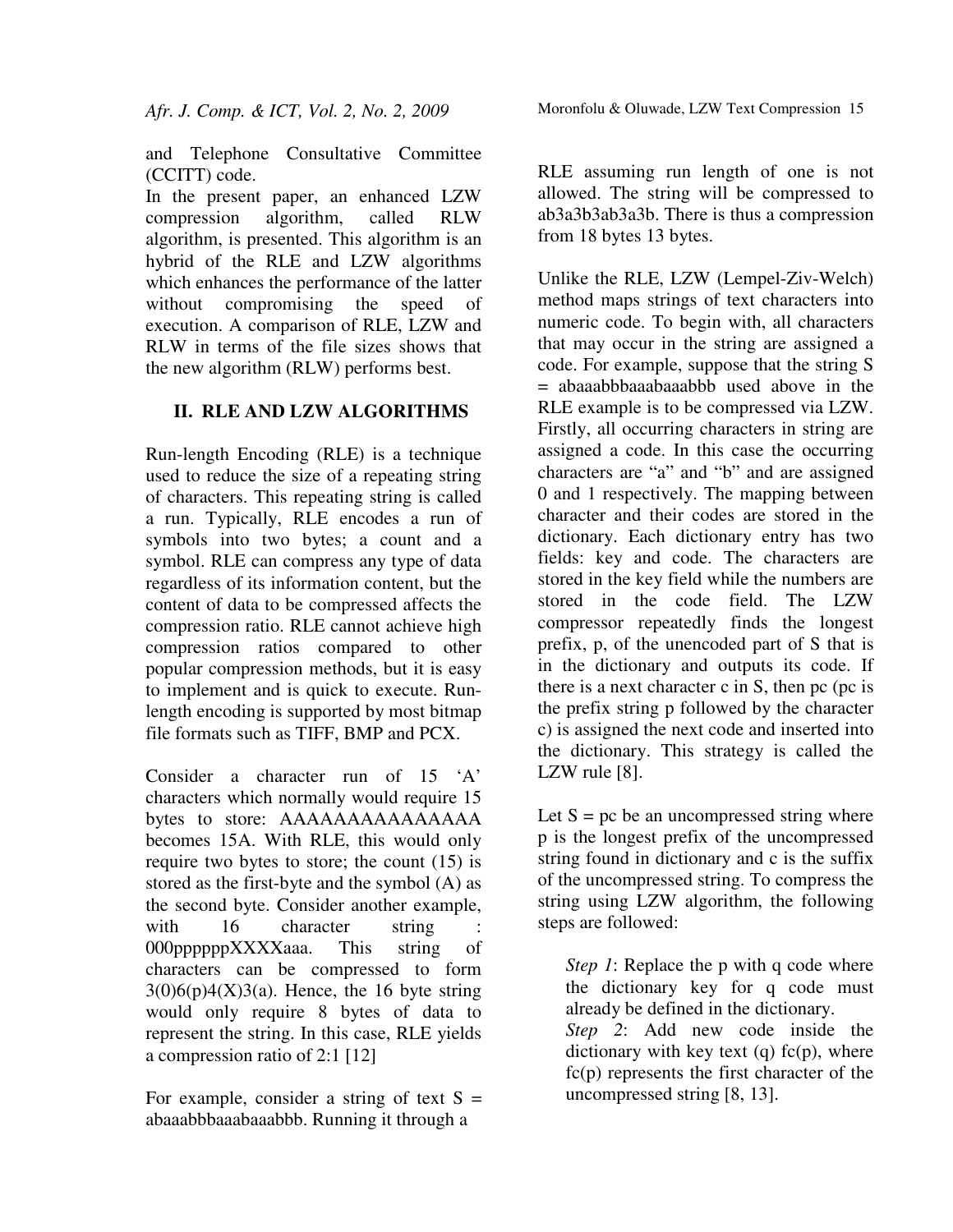and Telephone Consultative Committee (CCITT) code.

In the present paper, an enhanced LZW compression algorithm, called RLW algorithm, is presented. This algorithm is an hybrid of the RLE and LZW algorithms which enhances the performance of the latter without compromising the speed of execution. A comparison of RLE, LZW and RLW in terms of the file sizes shows that the new algorithm (RLW) performs best.

## II. RLE AND LZW ALGORITHMS

Run-length Encoding (RLE) is a technique used to reduce the size of a repeating string of characters. This repeating string is called a run. Typically, RLE encodes a run of symbols into two bytes; a count and a symbol. RLE can compress any type of data regardless of its information content, but the content of data to be compressed affects the compression ratio. RLE cannot achieve high compression ratios compared to other popular compression methods, but it is easy to implement and is quick to execute. Run-length encoding is supported by most bitmap file formats such as TIFF, BMP and PCX.

Consider a character run of 15 'A' characters which normally would require 15 bytes to store: AAAAAAAAAAAAAAA becomes 15A. With RLE, this would only require two bytes to store; the count (15) is stored as the first-byte and the symbol (A) as the second byte. Consider another example, with 16 character string : 000ppppppXXXXaaa. This string of characters can be compressed to form 3(0)6(p)4(X)3(a). Hence, the 16 byte string would only require 8 bytes of data to represent the string. In this case, RLE yields a compression ratio of 2:1 [12]

For example, consider a string of text S = abaaabbbaaabaaabbb. Running it through a RLE assuming run length of one is not allowed. The string will be compressed to ab3a3b3ab3a3b. There is thus a compression from 18 bytes 13 bytes.

Unlike the RLE, LZW (Lempel-Ziv-Welch) method maps strings of text characters into numeric code. To begin with, all characters that may occur in the string are assigned a code. For example, suppose that the string S = abaaabbbaaabaaabbb used above in the RLE example is to be compressed via LZW. Firstly, all occurring characters in string are assigned a code. In this case the occurring characters are "a" and "b" and are assigned 0 and 1 respectively. The mapping between character and their codes are stored in the dictionary. Each dictionary entry has two fields: key and code. The characters are stored in the key field while the numbers are stored in the code field. The LZW compressor repeatedly finds the longest prefix, p, of the unencoded part of S that is in the dictionary and outputs its code. If there is a next character c in S, then pc (pc is the prefix string p followed by the character c) is assigned the next code and inserted into the dictionary. This strategy is called the LZW rule [8].

Let S = pc be an uncompressed string where p is the longest prefix of the uncompressed string found in dictionary and c is the suffix of the uncompressed string. To compress the string using LZW algorithm, the following steps are followed:

> *Step 1*: Replace the p with q code where the dictionary key for q code must already be defined in the dictionary.
>
> *Step 2*: Add new code inside the dictionary with key text (q) fc(p), where fc(p) represents the first character of the uncompressed string [8, 13].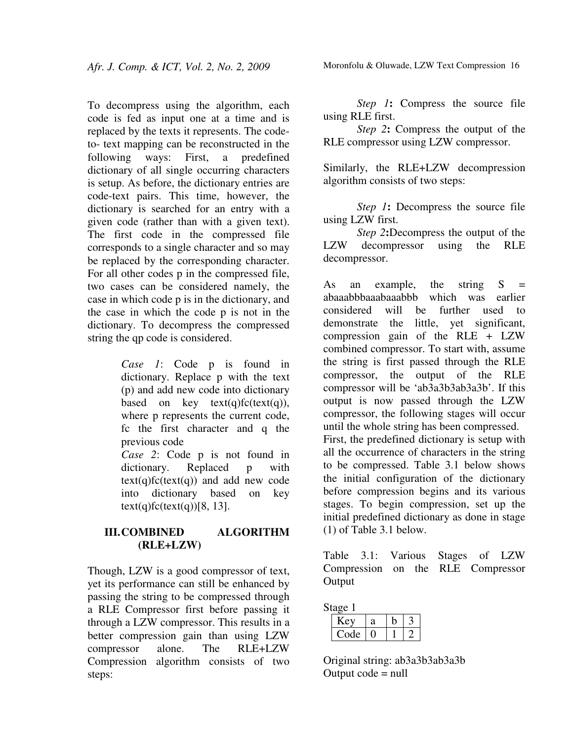To decompress using the algorithm, each code is fed as input one at a time and is replaced by the texts it represents. The code-to- text mapping can be reconstructed in the following ways: First, a predefined dictionary of all single occurring characters is setup. As before, the dictionary entries are code-text pairs. This time, however, the dictionary is searched for an entry with a given code (rather than with a given text). The first code in the compressed file corresponds to a single character and so may be replaced by the corresponding character. For all other codes p in the compressed file, two cases can be considered namely, the case in which code p is in the dictionary, and the case in which the code p is not in the dictionary. To decompress the compressed string the qp code is considered.

> *Case 1*: Code p is found in dictionary. Replace p with the text (p) and add new code into dictionary based on key text(q)fc(text(q)), where p represents the current code, fc the first character and q the previous code
>
> *Case 2*: Code p is not found in dictionary. Replaced p with text(q)fc(text(q)) and add new code into dictionary based on key text(q)fc(text(q))[8, 13].

## III. COMBINED ALGORITHM (RLE+LZW)

Though, LZW is a good compressor of text, yet its performance can still be enhanced by passing the string to be compressed through a RLE Compressor first before passing it through a LZW compressor. This results in a better compression gain than using LZW compressor alone. The RLE+LZW Compression algorithm consists of two steps:

*Step 1***:** Compress the source file using RLE first.

*Step 2***:** Compress the output of the RLE compressor using LZW compressor.

Similarly, the RLE+LZW decompression algorithm consists of two steps:

*Step 1***:** Decompress the source file using LZW first.

*Step 2***:**Decompress the output of the LZW decompressor using the RLE decompressor.

As an example, the string S = abaaabbbaaabaaabbb which was earlier considered will be further used to demonstrate the little, yet significant, compression gain of the RLE + LZW combined compressor. To start with, assume the string is first passed through the RLE compressor, the output of the RLE compressor will be 'ab3a3b3ab3a3b'. If this output is now passed through the LZW compressor, the following stages will occur until the whole string has been compressed.

First, the predefined dictionary is setup with all the occurrence of characters in the string to be compressed. Table 3.1 below shows the initial configuration of the dictionary before compression begins and its various stages. To begin compression, set up the initial predefined dictionary as done in stage (1) of Table 3.1 below.

Table 3.1: Various Stages of LZW Compression on the RLE Compressor Output

Stage 1

| Key | a | b | 3 |
|---|---|---|---|
| Code | 0 | 1 | 2 |

Original string: ab3a3b3ab3a3b
Output code = null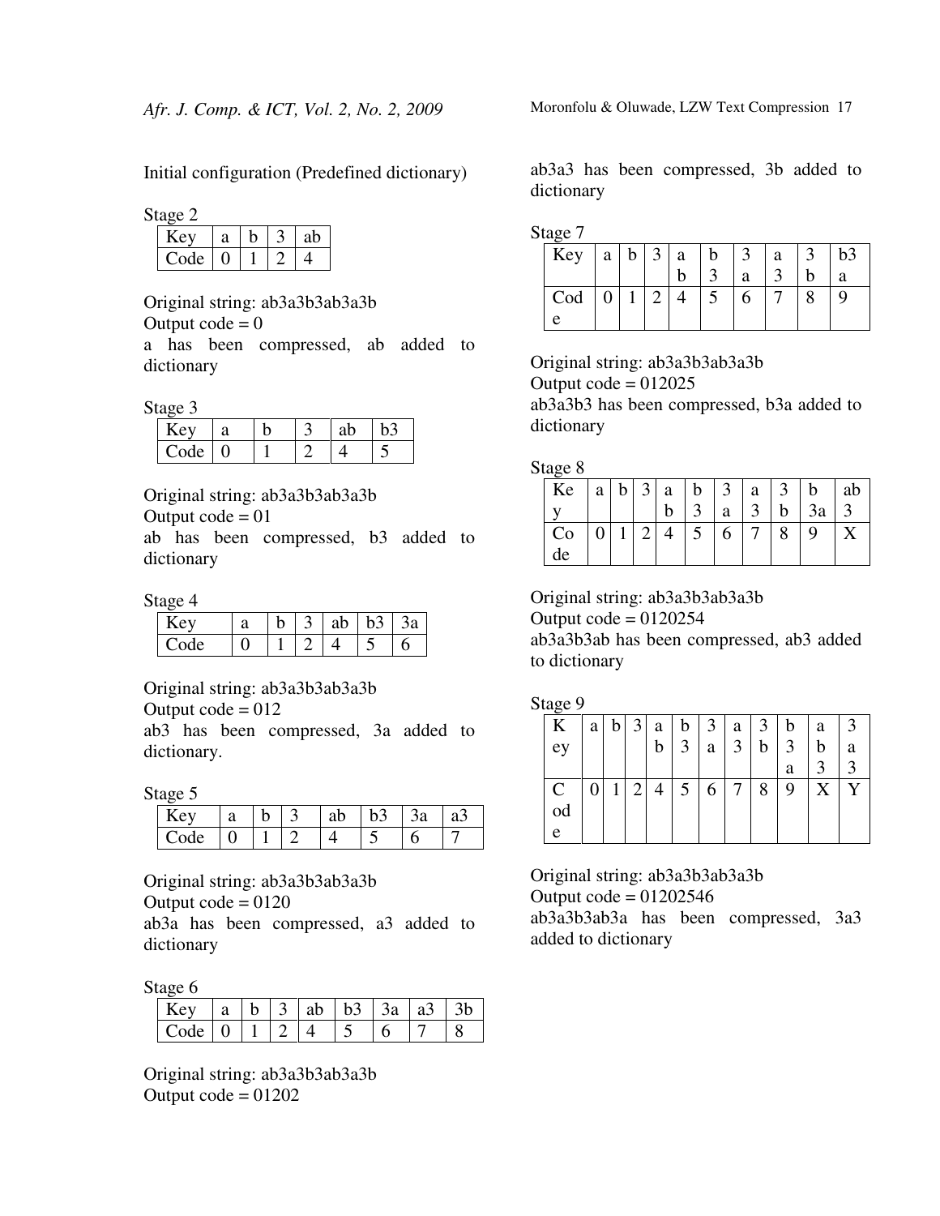Initial configuration (Predefined dictionary)

Stage 2

| Key | a | b | 3 | ab |
|---|---|---|---|---|
| Code | 0 | 1 | 2 | 4 |

Original string: ab3a3b3ab3a3b
Output code = 0
a has been compressed, ab added to dictionary

Stage 3

| Key | a | b | 3 | ab | b3 |
|---|---|---|---|---|---|
| Code | 0 | 1 | 2 | 4 | 5 |

Original string: ab3a3b3ab3a3b
Output code = 01
ab has been compressed, b3 added to dictionary

Stage 4

| Key | a | b | 3 | ab | b3 | 3a |
|---|---|---|---|---|---|---|
| Code | 0 | 1 | 2 | 4 | 5 | 6 |

Original string: ab3a3b3ab3a3b
Output code = 012
ab3 has been compressed, 3a added to dictionary.

Stage 5

| Key | a | b | 3 | ab | b3 | 3a | a3 |
|---|---|---|---|---|---|---|---|
| Code | 0 | 1 | 2 | 4 | 5 | 6 | 7 |

Original string: ab3a3b3ab3a3b
Output code = 0120
ab3a has been compressed, a3 added to dictionary

Stage 6

| Key | a | b | 3 | ab | b3 | 3a | a3 | 3b |
|---|---|---|---|---|---|---|---|---|
| Code | 0 | 1 | 2 | 4 | 5 | 6 | 7 | 8 |

Original string: ab3a3b3ab3a3b
Output code = 01202
ab3a3 has been compressed, 3b added to dictionary

Stage 7

| Key | a | b | 3 | ab | b3 | 3a | a3 | 3b | b3a |
|---|---|---|---|---|---|---|---|---|---|
| Code | 0 | 1 | 2 | 4 | 5 | 6 | 7 | 8 | 9 |

Original string: ab3a3b3ab3a3b
Output code = 012025
ab3a3b3 has been compressed, b3a added to dictionary

Stage 8

| Key | a | b | 3 | ab | b3 | 3a | a3 | 3b | b3a | ab3 |
|---|---|---|---|---|---|---|---|---|---|---|
| Code | 0 | 1 | 2 | 4 | 5 | 6 | 7 | 8 | 9 | X |

Original string: ab3a3b3ab3a3b
Output code = 0120254
ab3a3b3ab has been compressed, ab3 added to dictionary

Stage 9

| Key | a | b | 3 | ab | b3 | 3a | a3 | 3b | b3a | ab3 | 3a3 |
|---|---|---|---|---|---|---|---|---|---|---|---|
| Code | 0 | 1 | 2 | 4 | 5 | 6 | 7 | 8 | 9 | X | Y |

Original string: ab3a3b3ab3a3b
Output code = 01202546
ab3a3b3ab3a has been compressed, 3a3 added to dictionary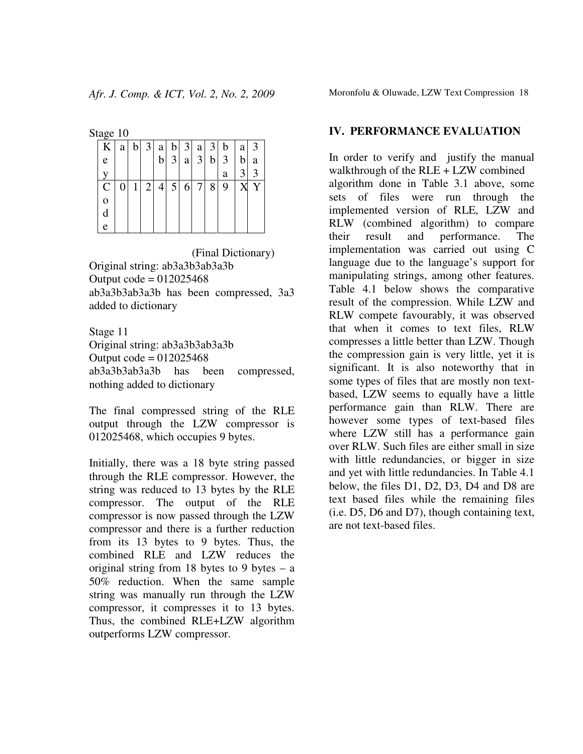Stage 10

| Key | a | b | 3 | ab | b3 | 3a | a3 | 3b | b3a | ab3 | 3a3 |
|---|---|---|---|---|---|---|---|---|---|---|---|
| Code | 0 | 1 | 2 | 4 | 5 | 6 | 7 | 8 | 9 | X | Y |

(Final Dictionary)

Original string: ab3a3b3ab3a3b
Output code = 012025468
ab3a3b3ab3a3b has been compressed, 3a3 added to dictionary

Stage 11
Original string: ab3a3b3ab3a3b
Output code = 012025468
ab3a3b3ab3a3b has been compressed, nothing added to dictionary

The final compressed string of the RLE output through the LZW compressor is 012025468, which occupies 9 bytes.

Initially, there was a 18 byte string passed through the RLE compressor. However, the string was reduced to 13 bytes by the RLE compressor. The output of the RLE compressor is now passed through the LZW compressor and there is a further reduction from its 13 bytes to 9 bytes. Thus, the combined RLE and LZW reduces the original string from 18 bytes to 9 bytes – a 50% reduction. When the same sample string was manually run through the LZW compressor, it compresses it to 13 bytes. Thus, the combined RLE+LZW algorithm outperforms LZW compressor.

## IV. PERFORMANCE EVALUATION

In order to verify and justify the manual walkthrough of the RLE + LZW combined algorithm done in Table 3.1 above, some sets of files were run through the implemented version of RLE, LZW and RLW (combined algorithm) to compare their result and performance. The implementation was carried out using C language due to the language's support for manipulating strings, among other features. Table 4.1 below shows the comparative result of the compression. While LZW and RLW compete favourably, it was observed that when it comes to text files, RLW compresses a little better than LZW. Though the compression gain is very little, yet it is significant. It is also noteworthy that in some types of files that are mostly non text-based, LZW seems to equally have a little performance gain than RLW. There are however some types of text-based files where LZW still has a performance gain over RLW. Such files are either small in size with little redundancies, or bigger in size and yet with little redundancies. In Table 4.1 below, the files D1, D2, D3, D4 and D8 are text based files while the remaining files (i.e. D5, D6 and D7), though containing text, are not text-based files.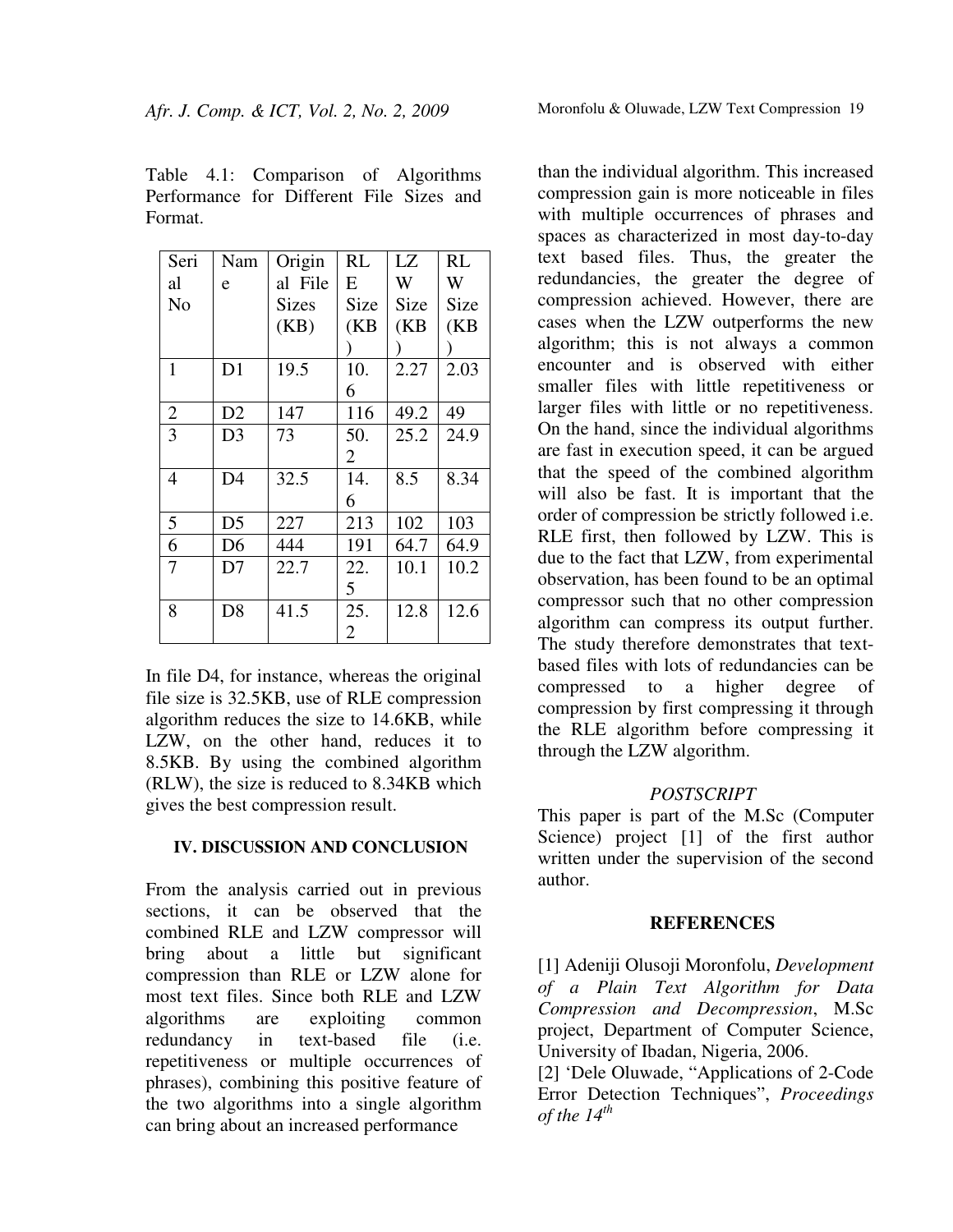Table 4.1: Comparison of Algorithms Performance for Different File Sizes and Format.

| Serial No | Name | Original File Sizes (KB) | RLE Size (KB) | LZW Size (KB) | RLW Size (KB) |
|---|---|---|---|---|---|
| 1 | D1 | 19.5 | 10.6 | 2.27 | 2.03 |
| 2 | D2 | 147 | 116 | 49.2 | 49 |
| 3 | D3 | 73 | 50.2 | 25.2 | 24.9 |
| 4 | D4 | 32.5 | 14.6 | 8.5 | 8.34 |
| 5 | D5 | 227 | 213 | 102 | 103 |
| 6 | D6 | 444 | 191 | 64.7 | 64.9 |
| 7 | D7 | 22.7 | 22.5 | 10.1 | 10.2 |
| 8 | D8 | 41.5 | 25.2 | 12.8 | 12.6 |

In file D4, for instance, whereas the original file size is 32.5KB, use of RLE compression algorithm reduces the size to 14.6KB, while LZW, on the other hand, reduces it to 8.5KB. By using the combined algorithm (RLW), the size is reduced to 8.34KB which gives the best compression result.

## IV. DISCUSSION AND CONCLUSION

From the analysis carried out in previous sections, it can be observed that the combined RLE and LZW compressor will bring about a little but significant compression than RLE or LZW alone for most text files. Since both RLE and LZW algorithms are exploiting common redundancy in text-based file (i.e. repetitiveness or multiple occurrences of phrases), combining this positive feature of the two algorithms into a single algorithm can bring about an increased performance than the individual algorithm. This increased compression gain is more noticeable in files with multiple occurrences of phrases and spaces as characterized in most day-to-day text based files. Thus, the greater the redundancies, the greater the degree of compression achieved. However, there are cases when the LZW outperforms the new algorithm; this is not always a common encounter and is observed with either smaller files with little repetitiveness or larger files with little or no repetitiveness. On the hand, since the individual algorithms are fast in execution speed, it can be argued that the speed of the combined algorithm will also be fast. It is important that the order of compression be strictly followed i.e. RLE first, then followed by LZW. This is due to the fact that LZW, from experimental observation, has been found to be an optimal compressor such that no other compression algorithm can compress its output further. The study therefore demonstrates that text-based files with lots of redundancies can be compressed to a higher degree of compression by first compressing it through the RLE algorithm before compressing it through the LZW algorithm.

### *POSTSCRIPT*

This paper is part of the M.Sc (Computer Science) project [1] of the first author written under the supervision of the second author.

## REFERENCES

[1] Adeniji Olusoji Moronfolu, *Development of a Plain Text Algorithm for Data Compression and Decompression*, M.Sc project, Department of Computer Science, University of Ibadan, Nigeria, 2006.

[2] 'Dele Oluwade, "Applications of 2-Code Error Detection Techniques", *Proceedings of the 14th*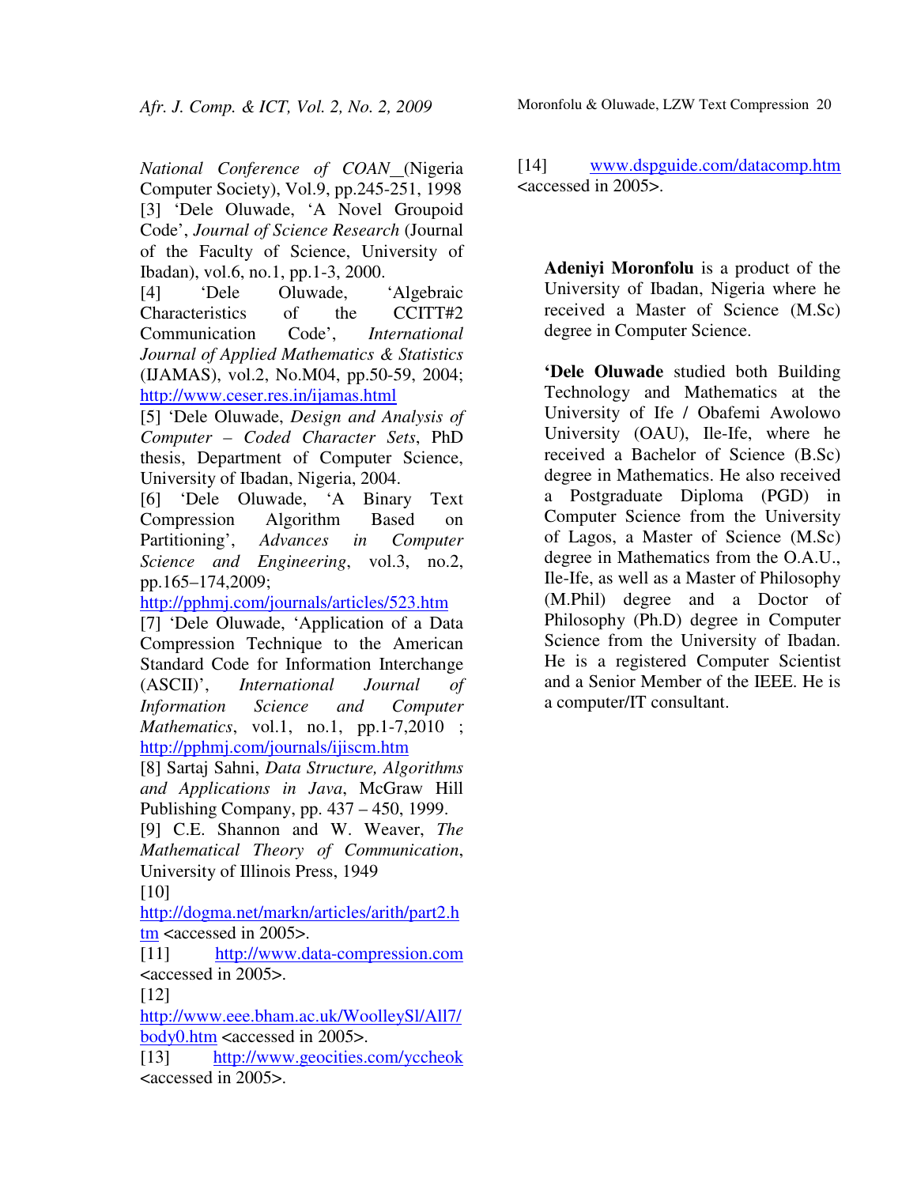*National Conference of COAN* (Nigeria Computer Society), Vol.9, pp.245-251, 1998

[3] 'Dele Oluwade, 'A Novel Groupoid Code', *Journal of Science Research* (Journal of the Faculty of Science, University of Ibadan), vol.6, no.1, pp.1-3, 2000.

[4] 'Dele Oluwade, 'Algebraic Characteristics of the CCITT#2 Communication Code', *International Journal of Applied Mathematics & Statistics* (IJAMAS), vol.2, No.M04, pp.50-59, 2004; http://www.ceser.res.in/ijamas.html

[5] 'Dele Oluwade, *Design and Analysis of Computer – Coded Character Sets*, PhD thesis, Department of Computer Science, University of Ibadan, Nigeria, 2004.

[6] 'Dele Oluwade, 'A Binary Text Compression Algorithm Based on Partitioning', *Advances in Computer Science and Engineering*, vol.3, no.2, pp.165–174,2009; http://pphmj.com/journals/articles/523.htm

[7] 'Dele Oluwade, 'Application of a Data Compression Technique to the American Standard Code for Information Interchange (ASCII)', *International Journal of Information Science and Computer Mathematics*, vol.1, no.1, pp.1-7,2010 ; http://pphmj.com/journals/ijiscm.htm

[8] Sartaj Sahni, *Data Structure, Algorithms and Applications in Java*, McGraw Hill Publishing Company, pp. 437 – 450, 1999.

[9] C.E. Shannon and W. Weaver, *The Mathematical Theory of Communication*, University of Illinois Press, 1949

[10] http://dogma.net/markn/articles/arith/part2.htm <accessed in 2005>.

[11] http://www.data-compression.com <accessed in 2005>.

[12] http://www.eee.bham.ac.uk/WoolleySl/All7/body0.htm <accessed in 2005>.

[13] http://www.geocities.com/yccheok <accessed in 2005>.

[14] www.dspguide.com/datacomp.htm <accessed in 2005>.

**Adeniyi Moronfolu** is a product of the University of Ibadan, Nigeria where he received a Master of Science (M.Sc) degree in Computer Science.

**'Dele Oluwade** studied both Building Technology and Mathematics at the University of Ife / Obafemi Awolowo University (OAU), Ile-Ife, where he received a Bachelor of Science (B.Sc) degree in Mathematics. He also received a Postgraduate Diploma (PGD) in Computer Science from the University of Lagos, a Master of Science (M.Sc) degree in Mathematics from the O.A.U., Ile-Ife, as well as a Master of Philosophy (M.Phil) degree and a Doctor of Philosophy (Ph.D) degree in Computer Science from the University of Ibadan. He is a registered Computer Scientist and a Senior Member of the IEEE. He is a computer/IT consultant.